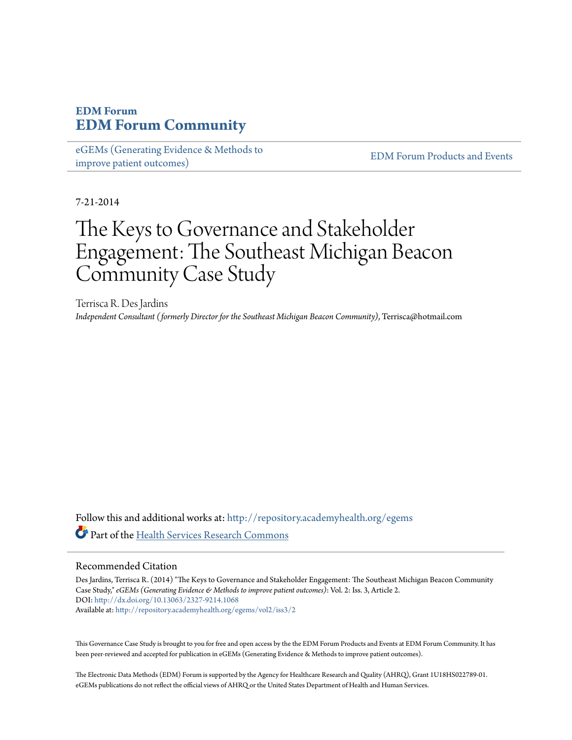# EDM Forum
# EDM Forum Community

eGEMs (Generating Evidence & Methods to improve patient outcomes)

EDM Forum Products and Events

7-21-2014

# The Keys to Governance and Stakeholder Engagement: The Southeast Michigan Beacon Community Case Study

Terrisca R. Des Jardins
*Independent Consultant (formerly Director for the Southeast Michigan Beacon Community)*, Terrisca@hotmail.com

Follow this and additional works at: http://repository.academyhealth.org/egems

Part of the Health Services Research Commons

## Recommended Citation

Des Jardins, Terrisca R. (2014) "The Keys to Governance and Stakeholder Engagement: The Southeast Michigan Beacon Community Case Study," *eGEMs (Generating Evidence & Methods to improve patient outcomes)*: Vol. 2: Iss. 3, Article 2.
DOI: http://dx.doi.org/10.13063/2327-9214.1068
Available at: http://repository.academyhealth.org/egems/vol2/iss3/2

This Governance Case Study is brought to you for free and open access by the the EDM Forum Products and Events at EDM Forum Community. It has been peer-reviewed and accepted for publication in eGEMs (Generating Evidence & Methods to improve patient outcomes).

The Electronic Data Methods (EDM) Forum is supported by the Agency for Healthcare Research and Quality (AHRQ), Grant 1U18HS022789-01. eGEMs publications do not reflect the official views of AHRQ or the United States Department of Health and Human Services.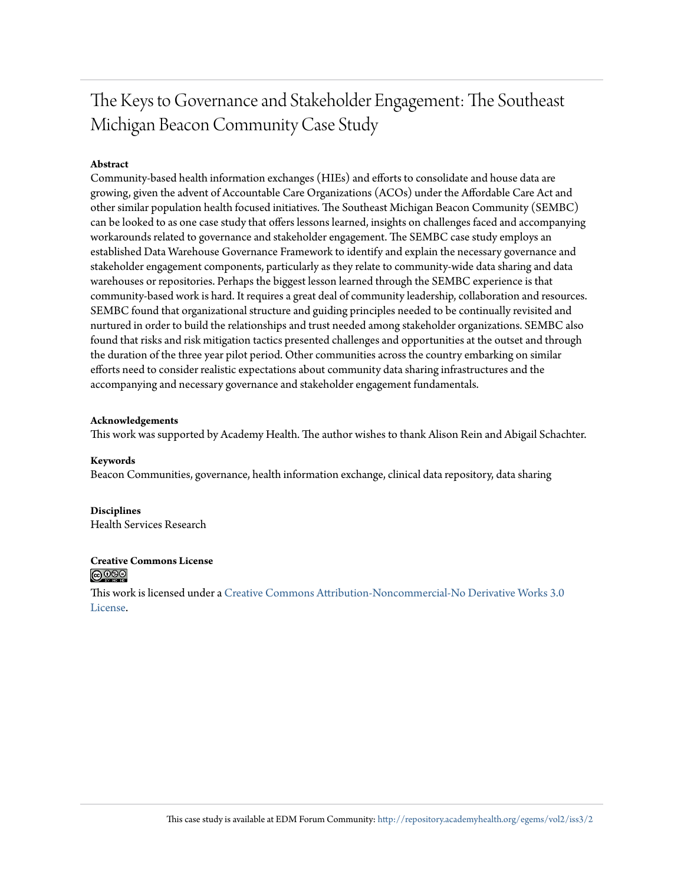# The Keys to Governance and Stakeholder Engagement: The Southeast Michigan Beacon Community Case Study

**Abstract**

Community-based health information exchanges (HIEs) and efforts to consolidate and house data are growing, given the advent of Accountable Care Organizations (ACOs) under the Affordable Care Act and other similar population health focused initiatives. The Southeast Michigan Beacon Community (SEMBC) can be looked to as one case study that offers lessons learned, insights on challenges faced and accompanying workarounds related to governance and stakeholder engagement. The SEMBC case study employs an established Data Warehouse Governance Framework to identify and explain the necessary governance and stakeholder engagement components, particularly as they relate to community-wide data sharing and data warehouses or repositories. Perhaps the biggest lesson learned through the SEMBC experience is that community-based work is hard. It requires a great deal of community leadership, collaboration and resources. SEMBC found that organizational structure and guiding principles needed to be continually revisited and nurtured in order to build the relationships and trust needed among stakeholder organizations. SEMBC also found that risks and risk mitigation tactics presented challenges and opportunities at the outset and through the duration of the three year pilot period. Other communities across the country embarking on similar efforts need to consider realistic expectations about community data sharing infrastructures and the accompanying and necessary governance and stakeholder engagement fundamentals.

**Acknowledgements**

This work was supported by Academy Health. The author wishes to thank Alison Rein and Abigail Schachter.

**Keywords**

Beacon Communities, governance, health information exchange, clinical data repository, data sharing

**Disciplines**

Health Services Research

**Creative Commons License**

This work is licensed under a Creative Commons Attribution-Noncommercial-No Derivative Works 3.0 License.

This case study is available at EDM Forum Community: http://repository.academyhealth.org/egems/vol2/iss3/2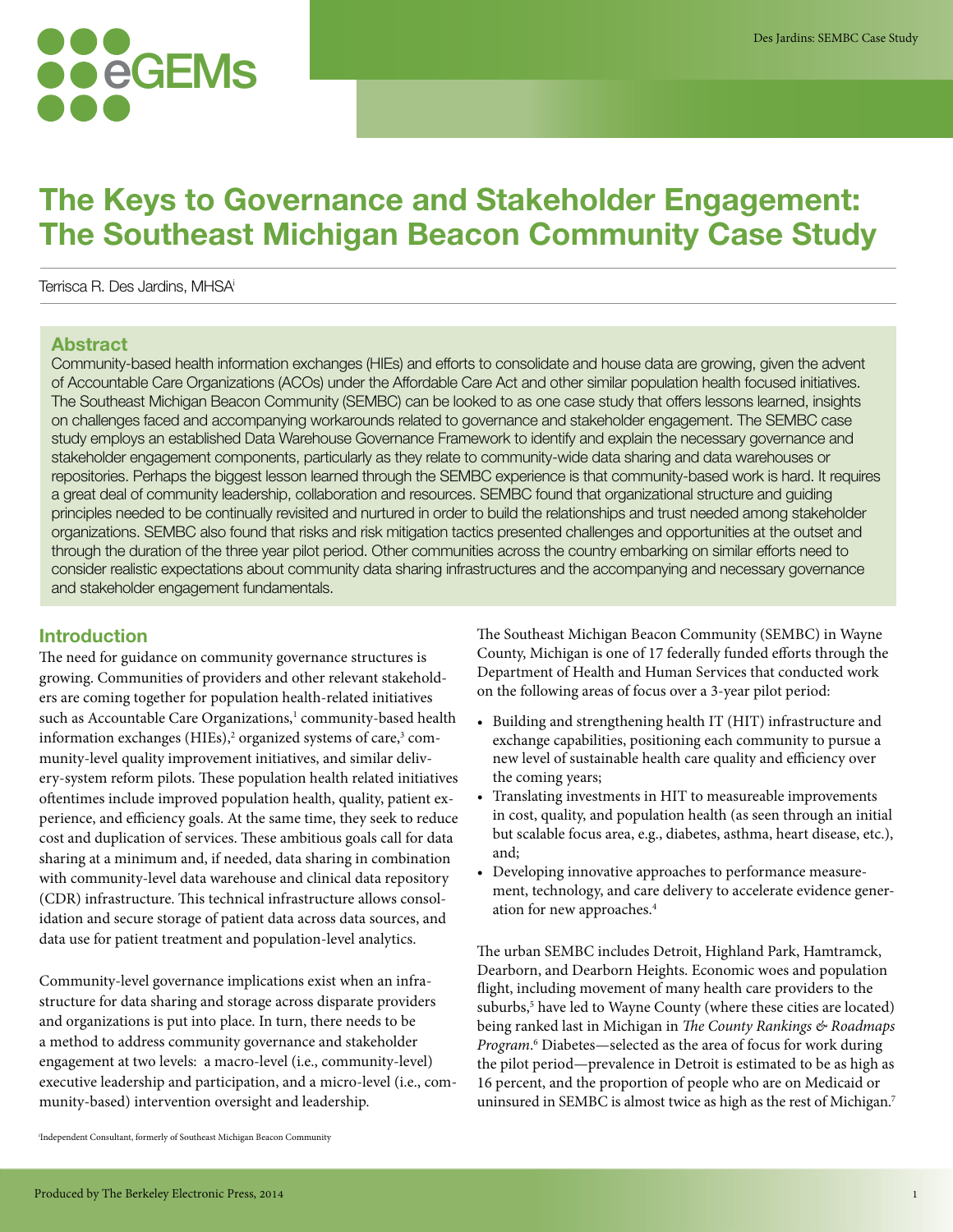# The Keys to Governance and Stakeholder Engagement: The Southeast Michigan Beacon Community Case Study

Terrisca R. Des Jardins, MHSA[i]

## Abstract

Community-based health information exchanges (HIEs) and efforts to consolidate and house data are growing, given the advent of Accountable Care Organizations (ACOs) under the Affordable Care Act and other similar population health focused initiatives. The Southeast Michigan Beacon Community (SEMBC) can be looked to as one case study that offers lessons learned, insights on challenges faced and accompanying workarounds related to governance and stakeholder engagement. The SEMBC case study employs an established Data Warehouse Governance Framework to identify and explain the necessary governance and stakeholder engagement components, particularly as they relate to community-wide data sharing and data warehouses or repositories. Perhaps the biggest lesson learned through the SEMBC experience is that community-based work is hard. It requires a great deal of community leadership, collaboration and resources. SEMBC found that organizational structure and guiding principles needed to be continually revisited and nurtured in order to build the relationships and trust needed among stakeholder organizations. SEMBC also found that risks and risk mitigation tactics presented challenges and opportunities at the outset and through the duration of the three year pilot period. Other communities across the country embarking on similar efforts need to consider realistic expectations about community data sharing infrastructures and the accompanying and necessary governance and stakeholder engagement fundamentals.

## Introduction

The need for guidance on community governance structures is growing. Communities of providers and other relevant stakeholders are coming together for population health-related initiatives such as Accountable Care Organizations,[1] community-based health information exchanges (HIEs),[2] organized systems of care,[3] community-level quality improvement initiatives, and similar delivery-system reform pilots. These population health related initiatives oftentimes include improved population health, quality, patient experience, and efficiency goals. At the same time, they seek to reduce cost and duplication of services. These ambitious goals call for data sharing at a minimum and, if needed, data sharing in combination with community-level data warehouse and clinical data repository (CDR) infrastructure. This technical infrastructure allows consolidation and secure storage of patient data across data sources, and data use for patient treatment and population-level analytics.

Community-level governance implications exist when an infrastructure for data sharing and storage across disparate providers and organizations is put into place. In turn, there needs to be a method to address community governance and stakeholder engagement at two levels: a macro-level (i.e., community-level) executive leadership and participation, and a micro-level (i.e., community-based) intervention oversight and leadership.

The Southeast Michigan Beacon Community (SEMBC) in Wayne County, Michigan is one of 17 federally funded efforts through the Department of Health and Human Services that conducted work on the following areas of focus over a 3-year pilot period:

- Building and strengthening health IT (HIT) infrastructure and exchange capabilities, positioning each community to pursue a new level of sustainable health care quality and efficiency over the coming years;
- Translating investments in HIT to measureable improvements in cost, quality, and population health (as seen through an initial but scalable focus area, e.g., diabetes, asthma, heart disease, etc.), and;
- Developing innovative approaches to performance measurement, technology, and care delivery to accelerate evidence generation for new approaches.[4]

The urban SEMBC includes Detroit, Highland Park, Hamtramck, Dearborn, and Dearborn Heights. Economic woes and population flight, including movement of many health care providers to the suburbs,[5] have led to Wayne County (where these cities are located) being ranked last in Michigan in *The County Rankings & Roadmaps Program*.[6] Diabetes—selected as the area of focus for work during the pilot period—prevalence in Detroit is estimated to be as high as 16 percent, and the proportion of people who are on Medicaid or uninsured in SEMBC is almost twice as high as the rest of Michigan.[7]

[i]Independent Consultant, formerly of Southeast Michigan Beacon Community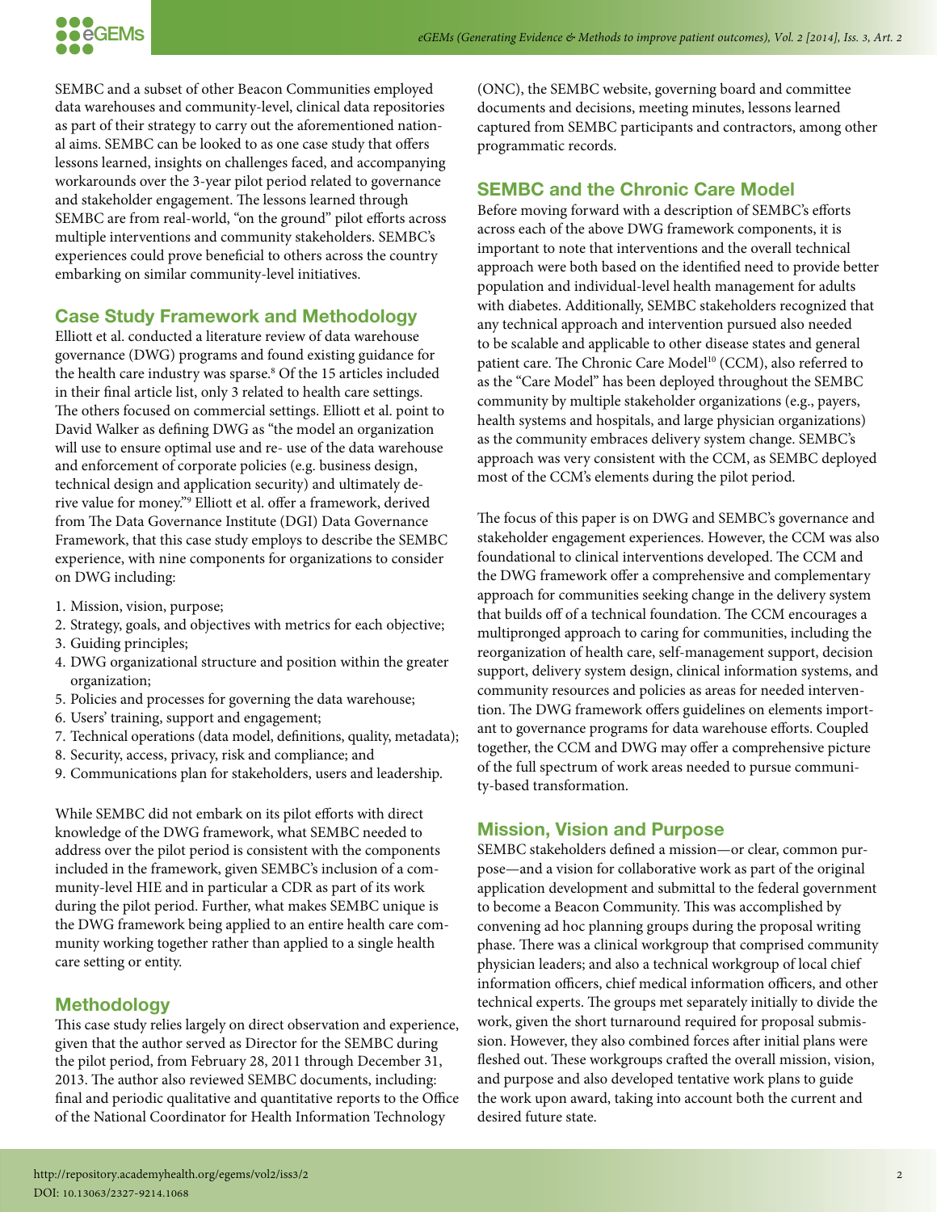SEMBC and a subset of other Beacon Communities employed data warehouses and community-level, clinical data repositories as part of their strategy to carry out the aforementioned national aims. SEMBC can be looked to as one case study that offers lessons learned, insights on challenges faced, and accompanying workarounds over the 3-year pilot period related to governance and stakeholder engagement. The lessons learned through SEMBC are from real-world, "on the ground" pilot efforts across multiple interventions and community stakeholders. SEMBC's experiences could prove beneficial to others across the country embarking on similar community-level initiatives.

## Case Study Framework and Methodology

Elliott et al. conducted a literature review of data warehouse governance (DWG) programs and found existing guidance for the health care industry was sparse.[8] Of the 15 articles included in their final article list, only 3 related to health care settings. The others focused on commercial settings. Elliott et al. point to David Walker as defining DWG as "the model an organization will use to ensure optimal use and re- use of the data warehouse and enforcement of corporate policies (e.g. business design, technical design and application security) and ultimately derive value for money."[9] Elliott et al. offer a framework, derived from The Data Governance Institute (DGI) Data Governance Framework, that this case study employs to describe the SEMBC experience, with nine components for organizations to consider on DWG including:

1. Mission, vision, purpose;
2. Strategy, goals, and objectives with metrics for each objective;
3. Guiding principles;
4. DWG organizational structure and position within the greater organization;
5. Policies and processes for governing the data warehouse;
6. Users' training, support and engagement;
7. Technical operations (data model, definitions, quality, metadata);
8. Security, access, privacy, risk and compliance; and
9. Communications plan for stakeholders, users and leadership.

While SEMBC did not embark on its pilot efforts with direct knowledge of the DWG framework, what SEMBC needed to address over the pilot period is consistent with the components included in the framework, given SEMBC's inclusion of a community-level HIE and in particular a CDR as part of its work during the pilot period. Further, what makes SEMBC unique is the DWG framework being applied to an entire health care community working together rather than applied to a single health care setting or entity.

## Methodology

This case study relies largely on direct observation and experience, given that the author served as Director for the SEMBC during the pilot period, from February 28, 2011 through December 31, 2013. The author also reviewed SEMBC documents, including: final and periodic qualitative and quantitative reports to the Office of the National Coordinator for Health Information Technology (ONC), the SEMBC website, governing board and committee documents and decisions, meeting minutes, lessons learned captured from SEMBC participants and contractors, among other programmatic records.

## SEMBC and the Chronic Care Model

Before moving forward with a description of SEMBC's efforts across each of the above DWG framework components, it is important to note that interventions and the overall technical approach were both based on the identified need to provide better population and individual-level health management for adults with diabetes. Additionally, SEMBC stakeholders recognized that any technical approach and intervention pursued also needed to be scalable and applicable to other disease states and general patient care. The Chronic Care Model[10] (CCM), also referred to as the "Care Model" has been deployed throughout the SEMBC community by multiple stakeholder organizations (e.g., payers, health systems and hospitals, and large physician organizations) as the community embraces delivery system change. SEMBC's approach was very consistent with the CCM, as SEMBC deployed most of the CCM's elements during the pilot period.

The focus of this paper is on DWG and SEMBC's governance and stakeholder engagement experiences. However, the CCM was also foundational to clinical interventions developed. The CCM and the DWG framework offer a comprehensive and complementary approach for communities seeking change in the delivery system that builds off of a technical foundation. The CCM encourages a multipronged approach to caring for communities, including the reorganization of health care, self-management support, decision support, delivery system design, clinical information systems, and community resources and policies as areas for needed intervention. The DWG framework offers guidelines on elements important to governance programs for data warehouse efforts. Coupled together, the CCM and DWG may offer a comprehensive picture of the full spectrum of work areas needed to pursue community-based transformation.

## Mission, Vision and Purpose

SEMBC stakeholders defined a mission—or clear, common purpose—and a vision for collaborative work as part of the original application development and submittal to the federal government to become a Beacon Community. This was accomplished by convening ad hoc planning groups during the proposal writing phase. There was a clinical workgroup that comprised community physician leaders; and also a technical workgroup of local chief information officers, chief medical information officers, and other technical experts. The groups met separately initially to divide the work, given the short turnaround required for proposal submission. However, they also combined forces after initial plans were fleshed out. These workgroups crafted the overall mission, vision, and purpose and also developed tentative work plans to guide the work upon award, taking into account both the current and desired future state.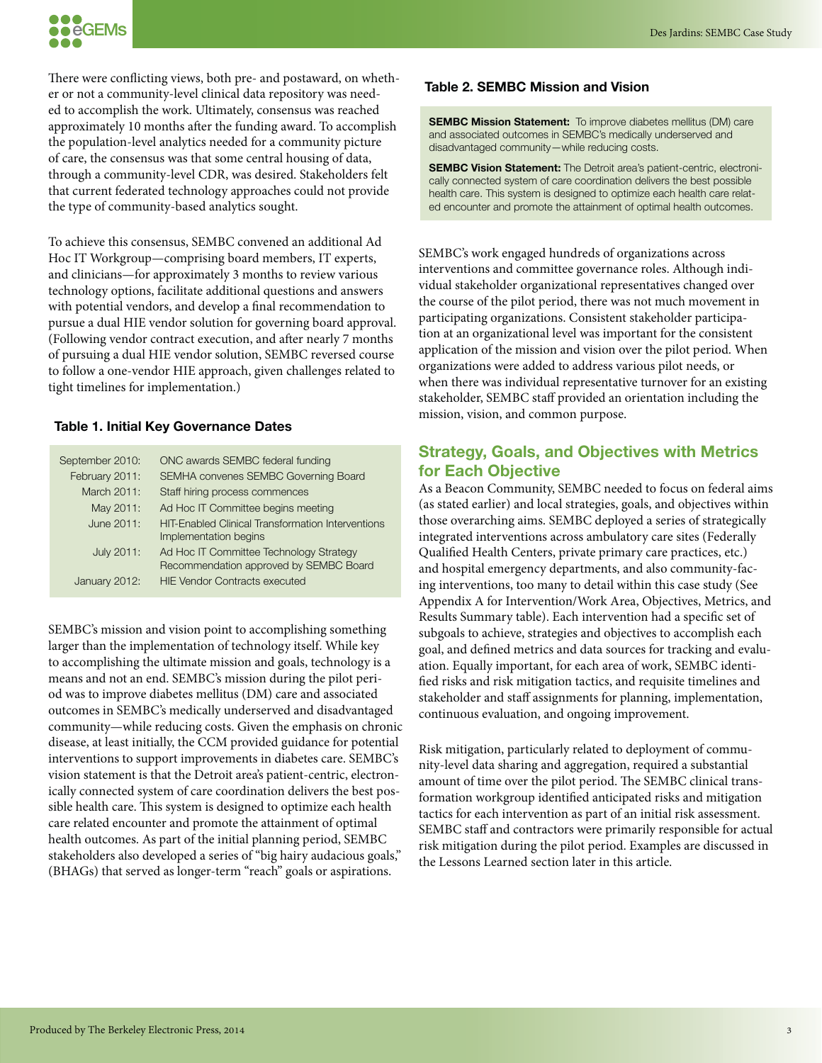There were conflicting views, both pre- and postaward, on whether or not a community-level clinical data repository was needed to accomplish the work. Ultimately, consensus was reached approximately 10 months after the funding award. To accomplish the population-level analytics needed for a community picture of care, the consensus was that some central housing of data, through a community-level CDR, was desired. Stakeholders felt that current federated technology approaches could not provide the type of community-based analytics sought.

To achieve this consensus, SEMBC convened an additional Ad Hoc IT Workgroup—comprising board members, IT experts, and clinicians—for approximately 3 months to review various technology options, facilitate additional questions and answers with potential vendors, and develop a final recommendation to pursue a dual HIE vendor solution for governing board approval. (Following vendor contract execution, and after nearly 7 months of pursuing a dual HIE vendor solution, SEMBC reversed course to follow a one-vendor HIE approach, given challenges related to tight timelines for implementation.)

**Table 1. Initial Key Governance Dates**

| | |
|---|---|
| September 2010: | ONC awards SEMBC federal funding |
| February 2011: | SEMHA convenes SEMBC Governing Board |
| March 2011: | Staff hiring process commences |
| May 2011: | Ad Hoc IT Committee begins meeting |
| June 2011: | HIT-Enabled Clinical Transformation Interventions Implementation begins |
| July 2011: | Ad Hoc IT Committee Technology Strategy Recommendation approved by SEMBC Board |
| January 2012: | HIE Vendor Contracts executed |

SEMBC's mission and vision point to accomplishing something larger than the implementation of technology itself. While key to accomplishing the ultimate mission and goals, technology is a means and not an end. SEMBC's mission during the pilot period was to improve diabetes mellitus (DM) care and associated outcomes in SEMBC's medically underserved and disadvantaged community—while reducing costs. Given the emphasis on chronic disease, at least initially, the CCM provided guidance for potential interventions to support improvements in diabetes care. SEMBC's vision statement is that the Detroit area's patient-centric, electronically connected system of care coordination delivers the best possible health care. This system is designed to optimize each health care related encounter and promote the attainment of optimal health outcomes. As part of the initial planning period, SEMBC stakeholders also developed a series of "big hairy audacious goals," (BHAGs) that served as longer-term "reach" goals or aspirations.

**Table 2. SEMBC Mission and Vision**

**SEMBC Mission Statement:** To improve diabetes mellitus (DM) care and associated outcomes in SEMBC's medically underserved and disadvantaged community—while reducing costs.

**SEMBC Vision Statement:** The Detroit area's patient-centric, electronically connected system of care coordination delivers the best possible health care. This system is designed to optimize each health care related encounter and promote the attainment of optimal health outcomes.

SEMBC's work engaged hundreds of organizations across interventions and committee governance roles. Although individual stakeholder organizational representatives changed over the course of the pilot period, there was not much movement in participating organizations. Consistent stakeholder participation at an organizational level was important for the consistent application of the mission and vision over the pilot period. When organizations were added to address various pilot needs, or when there was individual representative turnover for an existing stakeholder, SEMBC staff provided an orientation including the mission, vision, and common purpose.

## Strategy, Goals, and Objectives with Metrics for Each Objective

As a Beacon Community, SEMBC needed to focus on federal aims (as stated earlier) and local strategies, goals, and objectives within those overarching aims. SEMBC deployed a series of strategically integrated interventions across ambulatory care sites (Federally Qualified Health Centers, private primary care practices, etc.) and hospital emergency departments, and also community-facing interventions, too many to detail within this case study (See Appendix A for Intervention/Work Area, Objectives, Metrics, and Results Summary table). Each intervention had a specific set of subgoals to achieve, strategies and objectives to accomplish each goal, and defined metrics and data sources for tracking and evaluation. Equally important, for each area of work, SEMBC identified risks and risk mitigation tactics, and requisite timelines and stakeholder and staff assignments for planning, implementation, continuous evaluation, and ongoing improvement.

Risk mitigation, particularly related to deployment of community-level data sharing and aggregation, required a substantial amount of time over the pilot period. The SEMBC clinical transformation workgroup identified anticipated risks and mitigation tactics for each intervention as part of an initial risk assessment. SEMBC staff and contractors were primarily responsible for actual risk mitigation during the pilot period. Examples are discussed in the Lessons Learned section later in this article.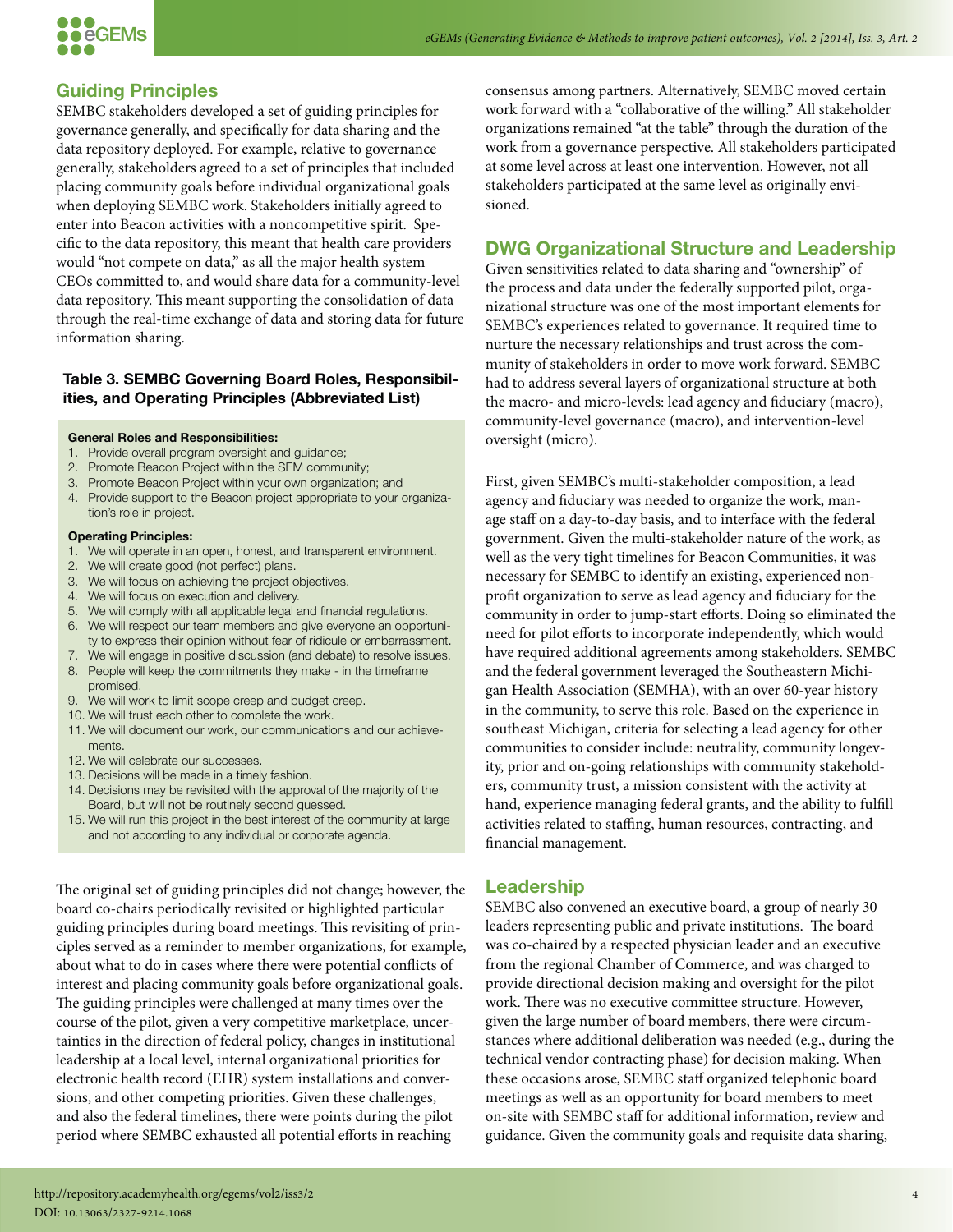## Guiding Principles

SEMBC stakeholders developed a set of guiding principles for governance generally, and specifically for data sharing and the data repository deployed. For example, relative to governance generally, stakeholders agreed to a set of principles that included placing community goals before individual organizational goals when deploying SEMBC work. Stakeholders initially agreed to enter into Beacon activities with a noncompetitive spirit. Specific to the data repository, this meant that health care providers would "not compete on data," as all the major health system CEOs committed to, and would share data for a community-level data repository. This meant supporting the consolidation of data through the real-time exchange of data and storing data for future information sharing.

### Table 3. SEMBC Governing Board Roles, Responsibilities, and Operating Principles (Abbreviated List)

**General Roles and Responsibilities:**

1. Provide overall program oversight and guidance;
2. Promote Beacon Project within the SEM community;
3. Promote Beacon Project within your own organization; and
4. Provide support to the Beacon project appropriate to your organization's role in project.

**Operating Principles:**

1. We will operate in an open, honest, and transparent environment.
2. We will create good (not perfect) plans.
3. We will focus on achieving the project objectives.
4. We will focus on execution and delivery.
5. We will comply with all applicable legal and financial regulations.
6. We will respect our team members and give everyone an opportunity to express their opinion without fear of ridicule or embarrassment.
7. We will engage in positive discussion (and debate) to resolve issues.
8. People will keep the commitments they make - in the timeframe promised.
9. We will work to limit scope creep and budget creep.
10. We will trust each other to complete the work.
11. We will document our work, our communications and our achievements.
12. We will celebrate our successes.
13. Decisions will be made in a timely fashion.
14. Decisions may be revisited with the approval of the majority of the Board, but will not be routinely second guessed.
15. We will run this project in the best interest of the community at large and not according to any individual or corporate agenda.

The original set of guiding principles did not change; however, the board co-chairs periodically revisited or highlighted particular guiding principles during board meetings. This revisiting of principles served as a reminder to member organizations, for example, about what to do in cases where there were potential conflicts of interest and placing community goals before organizational goals. The guiding principles were challenged at many times over the course of the pilot, given a very competitive marketplace, uncertainties in the direction of federal policy, changes in institutional leadership at a local level, internal organizational priorities for electronic health record (EHR) system installations and conversions, and other competing priorities. Given these challenges, and also the federal timelines, there were points during the pilot period where SEMBC exhausted all potential efforts in reaching consensus among partners. Alternatively, SEMBC moved certain work forward with a "collaborative of the willing." All stakeholder organizations remained "at the table" through the duration of the work from a governance perspective. All stakeholders participated at some level across at least one intervention. However, not all stakeholders participated at the same level as originally envisioned.

## DWG Organizational Structure and Leadership

Given sensitivities related to data sharing and "ownership" of the process and data under the federally supported pilot, organizational structure was one of the most important elements for SEMBC's experiences related to governance. It required time to nurture the necessary relationships and trust across the community of stakeholders in order to move work forward. SEMBC had to address several layers of organizational structure at both the macro- and micro-levels: lead agency and fiduciary (macro), community-level governance (macro), and intervention-level oversight (micro).

First, given SEMBC's multi-stakeholder composition, a lead agency and fiduciary was needed to organize the work, manage staff on a day-to-day basis, and to interface with the federal government. Given the multi-stakeholder nature of the work, as well as the very tight timelines for Beacon Communities, it was necessary for SEMBC to identify an existing, experienced non-profit organization to serve as lead agency and fiduciary for the community in order to jump-start efforts. Doing so eliminated the need for pilot efforts to incorporate independently, which would have required additional agreements among stakeholders. SEMBC and the federal government leveraged the Southeastern Michigan Health Association (SEMHA), with an over 60-year history in the community, to serve this role. Based on the experience in southeast Michigan, criteria for selecting a lead agency for other communities to consider include: neutrality, community longevity, prior and on-going relationships with community stakeholders, community trust, a mission consistent with the activity at hand, experience managing federal grants, and the ability to fulfill activities related to staffing, human resources, contracting, and financial management.

## Leadership

SEMBC also convened an executive board, a group of nearly 30 leaders representing public and private institutions. The board was co-chaired by a respected physician leader and an executive from the regional Chamber of Commerce, and was charged to provide directional decision making and oversight for the pilot work. There was no executive committee structure. However, given the large number of board members, there were circumstances where additional deliberation was needed (e.g., during the technical vendor contracting phase) for decision making. When these occasions arose, SEMBC staff organized telephonic board meetings as well as an opportunity for board members to meet on-site with SEMBC staff for additional information, review and guidance. Given the community goals and requisite data sharing,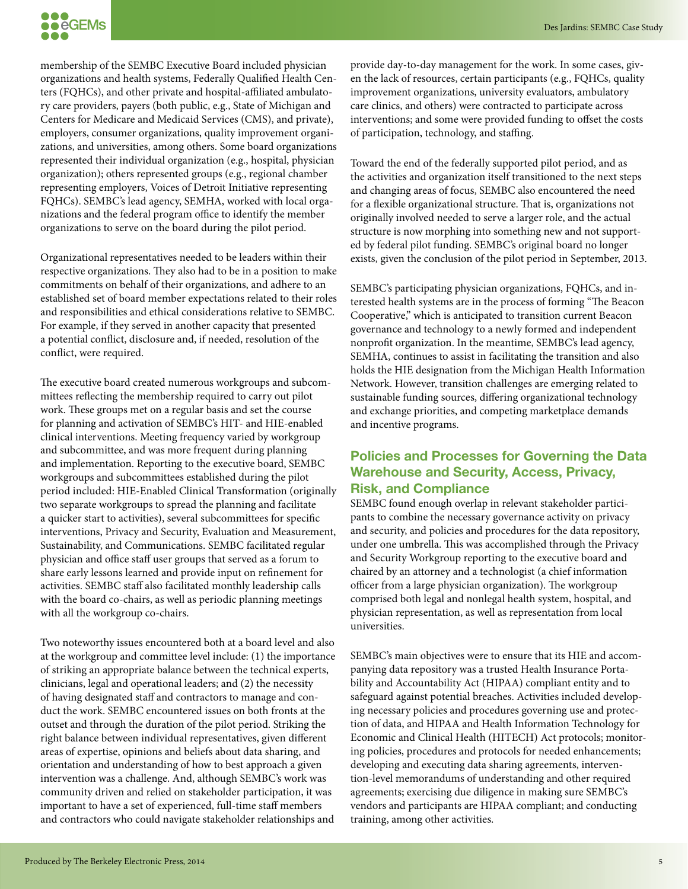membership of the SEMBC Executive Board included physician organizations and health systems, Federally Qualified Health Centers (FQHCs), and other private and hospital-affiliated ambulatory care providers, payers (both public, e.g., State of Michigan and Centers for Medicare and Medicaid Services (CMS), and private), employers, consumer organizations, quality improvement organizations, and universities, among others. Some board organizations represented their individual organization (e.g., hospital, physician organization); others represented groups (e.g., regional chamber representing employers, Voices of Detroit Initiative representing FQHCs). SEMBC's lead agency, SEMHA, worked with local organizations and the federal program office to identify the member organizations to serve on the board during the pilot period.

Organizational representatives needed to be leaders within their respective organizations. They also had to be in a position to make commitments on behalf of their organizations, and adhere to an established set of board member expectations related to their roles and responsibilities and ethical considerations relative to SEMBC. For example, if they served in another capacity that presented a potential conflict, disclosure and, if needed, resolution of the conflict, were required.

The executive board created numerous workgroups and subcommittees reflecting the membership required to carry out pilot work. These groups met on a regular basis and set the course for planning and activation of SEMBC's HIT- and HIE-enabled clinical interventions. Meeting frequency varied by workgroup and subcommittee, and was more frequent during planning and implementation. Reporting to the executive board, SEMBC workgroups and subcommittees established during the pilot period included: HIE-Enabled Clinical Transformation (originally two separate workgroups to spread the planning and facilitate a quicker start to activities), several subcommittees for specific interventions, Privacy and Security, Evaluation and Measurement, Sustainability, and Communications. SEMBC facilitated regular physician and office staff user groups that served as a forum to share early lessons learned and provide input on refinement for activities. SEMBC staff also facilitated monthly leadership calls with the board co-chairs, as well as periodic planning meetings with all the workgroup co-chairs.

Two noteworthy issues encountered both at a board level and also at the workgroup and committee level include: (1) the importance of striking an appropriate balance between the technical experts, clinicians, legal and operational leaders; and (2) the necessity of having designated staff and contractors to manage and conduct the work. SEMBC encountered issues on both fronts at the outset and through the duration of the pilot period. Striking the right balance between individual representatives, given different areas of expertise, opinions and beliefs about data sharing, and orientation and understanding of how to best approach a given intervention was a challenge. And, although SEMBC's work was community driven and relied on stakeholder participation, it was important to have a set of experienced, full-time staff members and contractors who could navigate stakeholder relationships and provide day-to-day management for the work. In some cases, given the lack of resources, certain participants (e.g., FQHCs, quality improvement organizations, university evaluators, ambulatory care clinics, and others) were contracted to participate across interventions; and some were provided funding to offset the costs of participation, technology, and staffing.

Toward the end of the federally supported pilot period, and as the activities and organization itself transitioned to the next steps and changing areas of focus, SEMBC also encountered the need for a flexible organizational structure. That is, organizations not originally involved needed to serve a larger role, and the actual structure is now morphing into something new and not supported by federal pilot funding. SEMBC's original board no longer exists, given the conclusion of the pilot period in September, 2013.

SEMBC's participating physician organizations, FQHCs, and interested health systems are in the process of forming "The Beacon Cooperative," which is anticipated to transition current Beacon governance and technology to a newly formed and independent nonprofit organization. In the meantime, SEMBC's lead agency, SEMHA, continues to assist in facilitating the transition and also holds the HIE designation from the Michigan Health Information Network. However, transition challenges are emerging related to sustainable funding sources, differing organizational technology and exchange priorities, and competing marketplace demands and incentive programs.

## Policies and Processes for Governing the Data Warehouse and Security, Access, Privacy, Risk, and Compliance

SEMBC found enough overlap in relevant stakeholder participants to combine the necessary governance activity on privacy and security, and policies and procedures for the data repository, under one umbrella. This was accomplished through the Privacy and Security Workgroup reporting to the executive board and chaired by an attorney and a technologist (a chief information officer from a large physician organization). The workgroup comprised both legal and nonlegal health system, hospital, and physician representation, as well as representation from local universities.

SEMBC's main objectives were to ensure that its HIE and accompanying data repository was a trusted Health Insurance Portability and Accountability Act (HIPAA) compliant entity and to safeguard against potential breaches. Activities included developing necessary policies and procedures governing use and protection of data, and HIPAA and Health Information Technology for Economic and Clinical Health (HITECH) Act protocols; monitoring policies, procedures and protocols for needed enhancements; developing and executing data sharing agreements, intervention-level memorandums of understanding and other required agreements; exercising due diligence in making sure SEMBC's vendors and participants are HIPAA compliant; and conducting training, among other activities.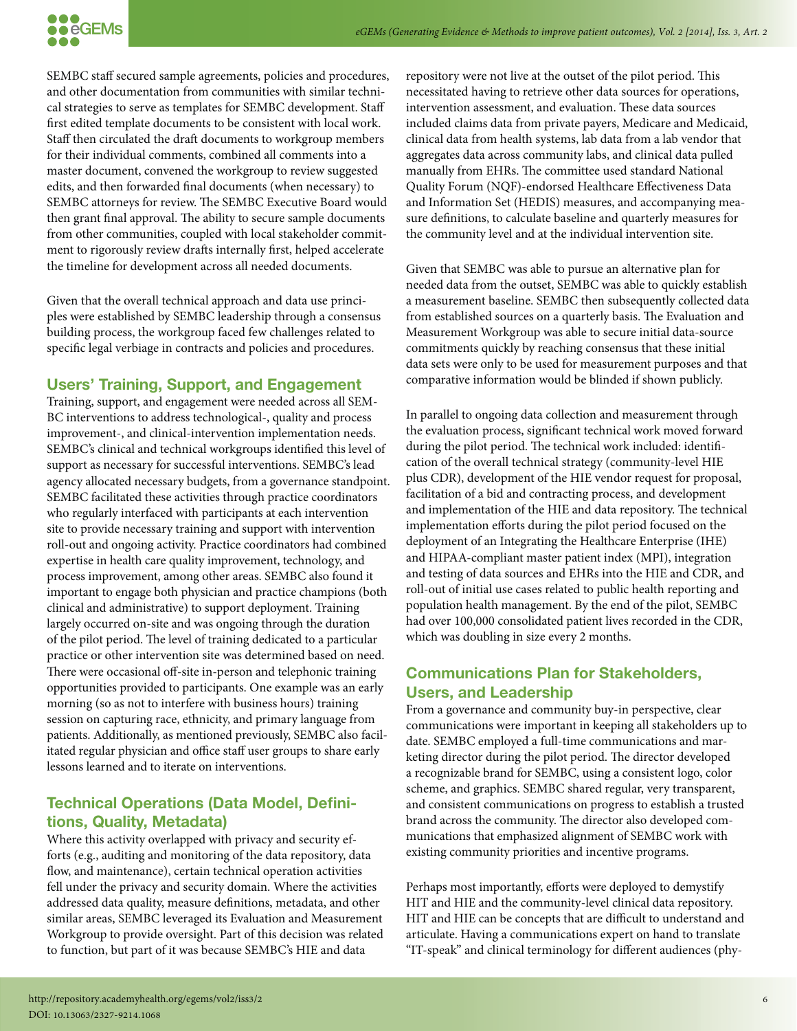SEMBC staff secured sample agreements, policies and procedures, and other documentation from communities with similar technical strategies to serve as templates for SEMBC development. Staff first edited template documents to be consistent with local work. Staff then circulated the draft documents to workgroup members for their individual comments, combined all comments into a master document, convened the workgroup to review suggested edits, and then forwarded final documents (when necessary) to SEMBC attorneys for review. The SEMBC Executive Board would then grant final approval. The ability to secure sample documents from other communities, coupled with local stakeholder commitment to rigorously review drafts internally first, helped accelerate the timeline for development across all needed documents.

Given that the overall technical approach and data use principles were established by SEMBC leadership through a consensus building process, the workgroup faced few challenges related to specific legal verbiage in contracts and policies and procedures.

## Users' Training, Support, and Engagement

Training, support, and engagement were needed across all SEMBC interventions to address technological-, quality and process improvement-, and clinical-intervention implementation needs. SEMBC's clinical and technical workgroups identified this level of support as necessary for successful interventions. SEMBC's lead agency allocated necessary budgets, from a governance standpoint. SEMBC facilitated these activities through practice coordinators who regularly interfaced with participants at each intervention site to provide necessary training and support with intervention roll-out and ongoing activity. Practice coordinators had combined expertise in health care quality improvement, technology, and process improvement, among other areas. SEMBC also found it important to engage both physician and practice champions (both clinical and administrative) to support deployment. Training largely occurred on-site and was ongoing through the duration of the pilot period. The level of training dedicated to a particular practice or other intervention site was determined based on need. There were occasional off-site in-person and telephonic training opportunities provided to participants. One example was an early morning (so as not to interfere with business hours) training session on capturing race, ethnicity, and primary language from patients. Additionally, as mentioned previously, SEMBC also facilitated regular physician and office staff user groups to share early lessons learned and to iterate on interventions.

## Technical Operations (Data Model, Definitions, Quality, Metadata)

Where this activity overlapped with privacy and security efforts (e.g., auditing and monitoring of the data repository, data flow, and maintenance), certain technical operation activities fell under the privacy and security domain. Where the activities addressed data quality, measure definitions, metadata, and other similar areas, SEMBC leveraged its Evaluation and Measurement Workgroup to provide oversight. Part of this decision was related to function, but part of it was because SEMBC's HIE and data repository were not live at the outset of the pilot period. This necessitated having to retrieve other data sources for operations, intervention assessment, and evaluation. These data sources included claims data from private payers, Medicare and Medicaid, clinical data from health systems, lab data from a lab vendor that aggregates data across community labs, and clinical data pulled manually from EHRs. The committee used standard National Quality Forum (NQF)-endorsed Healthcare Effectiveness Data and Information Set (HEDIS) measures, and accompanying measure definitions, to calculate baseline and quarterly measures for the community level and at the individual intervention site.

Given that SEMBC was able to pursue an alternative plan for needed data from the outset, SEMBC was able to quickly establish a measurement baseline. SEMBC then subsequently collected data from established sources on a quarterly basis. The Evaluation and Measurement Workgroup was able to secure initial data-source commitments quickly by reaching consensus that these initial data sets were only to be used for measurement purposes and that comparative information would be blinded if shown publicly.

In parallel to ongoing data collection and measurement through the evaluation process, significant technical work moved forward during the pilot period. The technical work included: identification of the overall technical strategy (community-level HIE plus CDR), development of the HIE vendor request for proposal, facilitation of a bid and contracting process, and development and implementation of the HIE and data repository. The technical implementation efforts during the pilot period focused on the deployment of an Integrating the Healthcare Enterprise (IHE) and HIPAA-compliant master patient index (MPI), integration and testing of data sources and EHRs into the HIE and CDR, and roll-out of initial use cases related to public health reporting and population health management. By the end of the pilot, SEMBC had over 100,000 consolidated patient lives recorded in the CDR, which was doubling in size every 2 months.

## Communications Plan for Stakeholders, Users, and Leadership

From a governance and community buy-in perspective, clear communications were important in keeping all stakeholders up to date. SEMBC employed a full-time communications and marketing director during the pilot period. The director developed a recognizable brand for SEMBC, using a consistent logo, color scheme, and graphics. SEMBC shared regular, very transparent, and consistent communications on progress to establish a trusted brand across the community. The director also developed communications that emphasized alignment of SEMBC work with existing community priorities and incentive programs.

Perhaps most importantly, efforts were deployed to demystify HIT and HIE and the community-level clinical data repository. HIT and HIE can be concepts that are difficult to understand and articulate. Having a communications expert on hand to translate "IT-speak" and clinical terminology for different audiences (phy-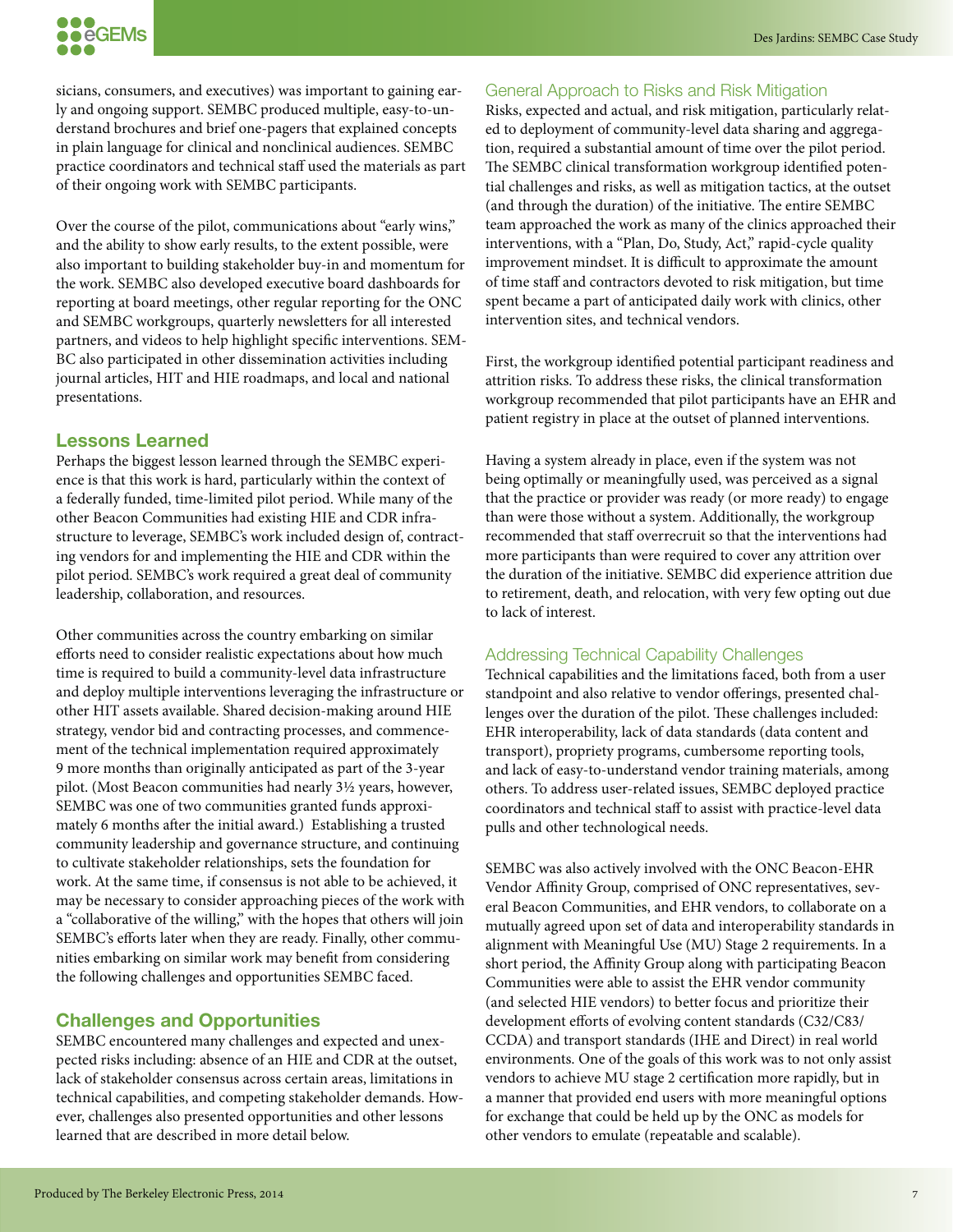sicians, consumers, and executives) was important to gaining early and ongoing support. SEMBC produced multiple, easy-to-understand brochures and brief one-pagers that explained concepts in plain language for clinical and nonclinical audiences. SEMBC practice coordinators and technical staff used the materials as part of their ongoing work with SEMBC participants.

Over the course of the pilot, communications about "early wins," and the ability to show early results, to the extent possible, were also important to building stakeholder buy-in and momentum for the work. SEMBC also developed executive board dashboards for reporting at board meetings, other regular reporting for the ONC and SEMBC workgroups, quarterly newsletters for all interested partners, and videos to help highlight specific interventions. SEMBC also participated in other dissemination activities including journal articles, HIT and HIE roadmaps, and local and national presentations.

## Lessons Learned

Perhaps the biggest lesson learned through the SEMBC experience is that this work is hard, particularly within the context of a federally funded, time-limited pilot period. While many of the other Beacon Communities had existing HIE and CDR infrastructure to leverage, SEMBC's work included design of, contracting vendors for and implementing the HIE and CDR within the pilot period. SEMBC's work required a great deal of community leadership, collaboration, and resources.

Other communities across the country embarking on similar efforts need to consider realistic expectations about how much time is required to build a community-level data infrastructure and deploy multiple interventions leveraging the infrastructure or other HIT assets available. Shared decision-making around HIE strategy, vendor bid and contracting processes, and commencement of the technical implementation required approximately 9 more months than originally anticipated as part of the 3-year pilot. (Most Beacon communities had nearly 3½ years, however, SEMBC was one of two communities granted funds approximately 6 months after the initial award.) Establishing a trusted community leadership and governance structure, and continuing to cultivate stakeholder relationships, sets the foundation for work. At the same time, if consensus is not able to be achieved, it may be necessary to consider approaching pieces of the work with a "collaborative of the willing," with the hopes that others will join SEMBC's efforts later when they are ready. Finally, other communities embarking on similar work may benefit from considering the following challenges and opportunities SEMBC faced.

## Challenges and Opportunities

SEMBC encountered many challenges and expected and unexpected risks including: absence of an HIE and CDR at the outset, lack of stakeholder consensus across certain areas, limitations in technical capabilities, and competing stakeholder demands. However, challenges also presented opportunities and other lessons learned that are described in more detail below.

### General Approach to Risks and Risk Mitigation

Risks, expected and actual, and risk mitigation, particularly related to deployment of community-level data sharing and aggregation, required a substantial amount of time over the pilot period. The SEMBC clinical transformation workgroup identified potential challenges and risks, as well as mitigation tactics, at the outset (and through the duration) of the initiative. The entire SEMBC team approached the work as many of the clinics approached their interventions, with a "Plan, Do, Study, Act," rapid-cycle quality improvement mindset. It is difficult to approximate the amount of time staff and contractors devoted to risk mitigation, but time spent became a part of anticipated daily work with clinics, other intervention sites, and technical vendors.

First, the workgroup identified potential participant readiness and attrition risks. To address these risks, the clinical transformation workgroup recommended that pilot participants have an EHR and patient registry in place at the outset of planned interventions.

Having a system already in place, even if the system was not being optimally or meaningfully used, was perceived as a signal that the practice or provider was ready (or more ready) to engage than were those without a system. Additionally, the workgroup recommended that staff overrecruit so that the interventions had more participants than were required to cover any attrition over the duration of the initiative. SEMBC did experience attrition due to retirement, death, and relocation, with very few opting out due to lack of interest.

### Addressing Technical Capability Challenges

Technical capabilities and the limitations faced, both from a user standpoint and also relative to vendor offerings, presented challenges over the duration of the pilot. These challenges included: EHR interoperability, lack of data standards (data content and transport), propriety programs, cumbersome reporting tools, and lack of easy-to-understand vendor training materials, among others. To address user-related issues, SEMBC deployed practice coordinators and technical staff to assist with practice-level data pulls and other technological needs.

SEMBC was also actively involved with the ONC Beacon-EHR Vendor Affinity Group, comprised of ONC representatives, several Beacon Communities, and EHR vendors, to collaborate on a mutually agreed upon set of data and interoperability standards in alignment with Meaningful Use (MU) Stage 2 requirements. In a short period, the Affinity Group along with participating Beacon Communities were able to assist the EHR vendor community (and selected HIE vendors) to better focus and prioritize their development efforts of evolving content standards (C32/C83/CCDA) and transport standards (IHE and Direct) in real world environments. One of the goals of this work was to not only assist vendors to achieve MU stage 2 certification more rapidly, but in a manner that provided end users with more meaningful options for exchange that could be held up by the ONC as models for other vendors to emulate (repeatable and scalable).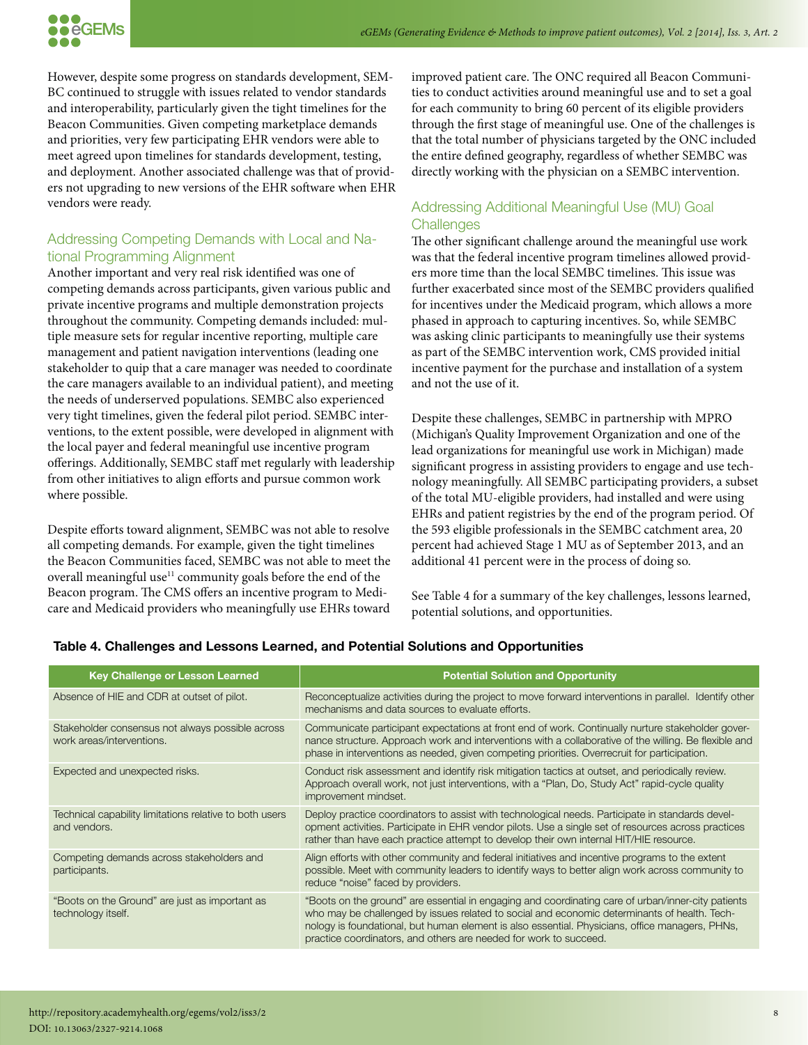However, despite some progress on standards development, SEMBC continued to struggle with issues related to vendor standards and interoperability, particularly given the tight timelines for the Beacon Communities. Given competing marketplace demands and priorities, very few participating EHR vendors were able to meet agreed upon timelines for standards development, testing, and deployment. Another associated challenge was that of providers not upgrading to new versions of the EHR software when EHR vendors were ready.

### Addressing Competing Demands with Local and National Programming Alignment

Another important and very real risk identified was one of competing demands across participants, given various public and private incentive programs and multiple demonstration projects throughout the community. Competing demands included: multiple measure sets for regular incentive reporting, multiple care management and patient navigation interventions (leading one stakeholder to quip that a care manager was needed to coordinate the care managers available to an individual patient), and meeting the needs of underserved populations. SEMBC also experienced very tight timelines, given the federal pilot period. SEMBC interventions, to the extent possible, were developed in alignment with the local payer and federal meaningful use incentive program offerings. Additionally, SEMBC staff met regularly with leadership from other initiatives to align efforts and pursue common work where possible.

Despite efforts toward alignment, SEMBC was not able to resolve all competing demands. For example, given the tight timelines the Beacon Communities faced, SEMBC was not able to meet the overall meaningful use[11] community goals before the end of the Beacon program. The CMS offers an incentive program to Medicare and Medicaid providers who meaningfully use EHRs toward improved patient care. The ONC required all Beacon Communities to conduct activities around meaningful use and to set a goal for each community to bring 60 percent of its eligible providers through the first stage of meaningful use. One of the challenges is that the total number of physicians targeted by the ONC included the entire defined geography, regardless of whether SEMBC was directly working with the physician on a SEMBC intervention.

### Addressing Additional Meaningful Use (MU) Goal Challenges

The other significant challenge around the meaningful use work was that the federal incentive program timelines allowed providers more time than the local SEMBC timelines. This issue was further exacerbated since most of the SEMBC providers qualified for incentives under the Medicaid program, which allows a more phased in approach to capturing incentives. So, while SEMBC was asking clinic participants to meaningfully use their systems as part of the SEMBC intervention work, CMS provided initial incentive payment for the purchase and installation of a system and not the use of it.

Despite these challenges, SEMBC in partnership with MPRO (Michigan's Quality Improvement Organization and one of the lead organizations for meaningful use work in Michigan) made significant progress in assisting providers to engage and use technology meaningfully. All SEMBC participating providers, a subset of the total MU-eligible providers, had installed and were using EHRs and patient registries by the end of the program period. Of the 593 eligible professionals in the SEMBC catchment area, 20 percent had achieved Stage 1 MU as of September 2013, and an additional 41 percent were in the process of doing so.

See Table 4 for a summary of the key challenges, lessons learned, potential solutions, and opportunities.

**Table 4. Challenges and Lessons Learned, and Potential Solutions and Opportunities**

| Key Challenge or Lesson Learned | Potential Solution and Opportunity |
|---|---|
| Absence of HIE and CDR at outset of pilot. | Reconceptualize activities during the project to move forward interventions in parallel. Identify other mechanisms and data sources to evaluate efforts. |
| Stakeholder consensus not always possible across work areas/interventions. | Communicate participant expectations at front end of work. Continually nurture stakeholder governance structure. Approach work and interventions with a collaborative of the willing. Be flexible and phase in interventions as needed, given competing priorities. Overrecruit for participation. |
| Expected and unexpected risks. | Conduct risk assessment and identify risk mitigation tactics at outset, and periodically review. Approach overall work, not just interventions, with a "Plan, Do, Study Act" rapid-cycle quality improvement mindset. |
| Technical capability limitations relative to both users and vendors. | Deploy practice coordinators to assist with technological needs. Participate in standards development activities. Participate in EHR vendor pilots. Use a single set of resources across practices rather than have each practice attempt to develop their own internal HIT/HIE resource. |
| Competing demands across stakeholders and participants. | Align efforts with other community and federal initiatives and incentive programs to the extent possible. Meet with community leaders to identify ways to better align work across community to reduce "noise" faced by providers. |
| "Boots on the Ground" are just as important as technology itself. | "Boots on the ground" are essential in engaging and coordinating care of urban/inner-city patients who may be challenged by issues related to social and economic determinants of health. Technology is foundational, but human element is also essential. Physicians, office managers, PHNs, practice coordinators, and others are needed for work to succeed. |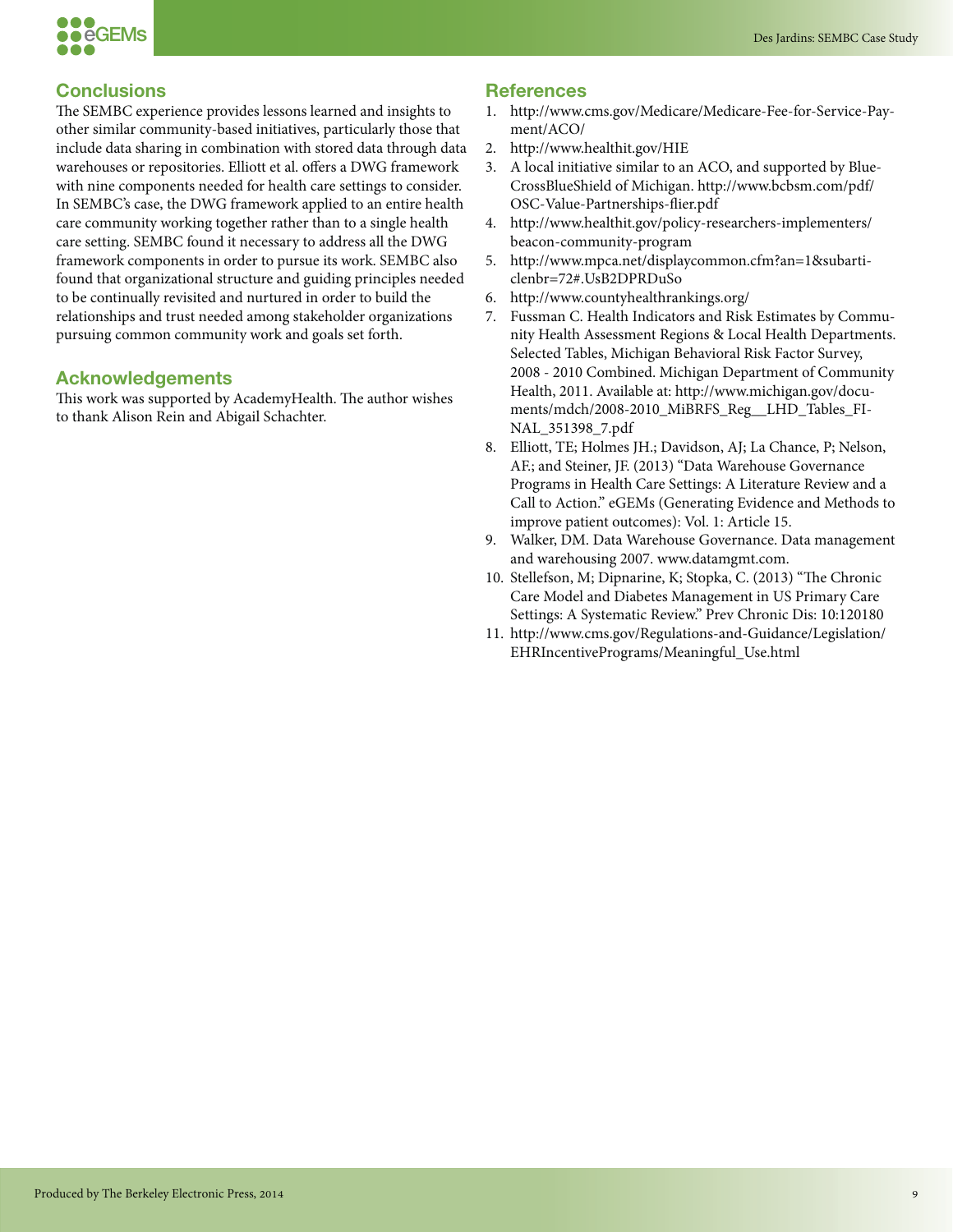## Conclusions

The SEMBC experience provides lessons learned and insights to other similar community-based initiatives, particularly those that include data sharing in combination with stored data through data warehouses or repositories. Elliott et al. offers a DWG framework with nine components needed for health care settings to consider. In SEMBC's case, the DWG framework applied to an entire health care community working together rather than to a single health care setting. SEMBC found it necessary to address all the DWG framework components in order to pursue its work. SEMBC also found that organizational structure and guiding principles needed to be continually revisited and nurtured in order to build the relationships and trust needed among stakeholder organizations pursuing common community work and goals set forth.

## Acknowledgements

This work was supported by AcademyHealth. The author wishes to thank Alison Rein and Abigail Schachter.

## References

1. http://www.cms.gov/Medicare/Medicare-Fee-for-Service-Payment/ACO/
2. http://www.healthit.gov/HIE
3. A local initiative similar to an ACO, and supported by BlueCrossBlueShield of Michigan. http://www.bcbsm.com/pdf/OSC-Value-Partnerships-flier.pdf
4. http://www.healthit.gov/policy-researchers-implementers/beacon-community-program
5. http://www.mpca.net/displaycommon.cfm?an=1&subarticlenbr=72#.UsB2DPRDuSo
6. http://www.countyhealthrankings.org/
7. Fussman C. Health Indicators and Risk Estimates by Community Health Assessment Regions & Local Health Departments. Selected Tables, Michigan Behavioral Risk Factor Survey, 2008 - 2010 Combined. Michigan Department of Community Health, 2011. Available at: http://www.michigan.gov/documents/mdch/2008-2010_MiBRFS_Reg__LHD_Tables_FINAL_351398_7.pdf
8. Elliott, TE; Holmes JH.; Davidson, AJ; La Chance, P; Nelson, AF.; and Steiner, JF. (2013) "Data Warehouse Governance Programs in Health Care Settings: A Literature Review and a Call to Action." eGEMs (Generating Evidence and Methods to improve patient outcomes): Vol. 1: Article 15.
9. Walker, DM. Data Warehouse Governance. Data management and warehousing 2007. www.datamgmt.com.
10. Stellefson, M; Dipnarine, K; Stopka, C. (2013) "The Chronic Care Model and Diabetes Management in US Primary Care Settings: A Systematic Review." Prev Chronic Dis: 10:120180
11. http://www.cms.gov/Regulations-and-Guidance/Legislation/EHRIncentivePrograms/Meaningful_Use.html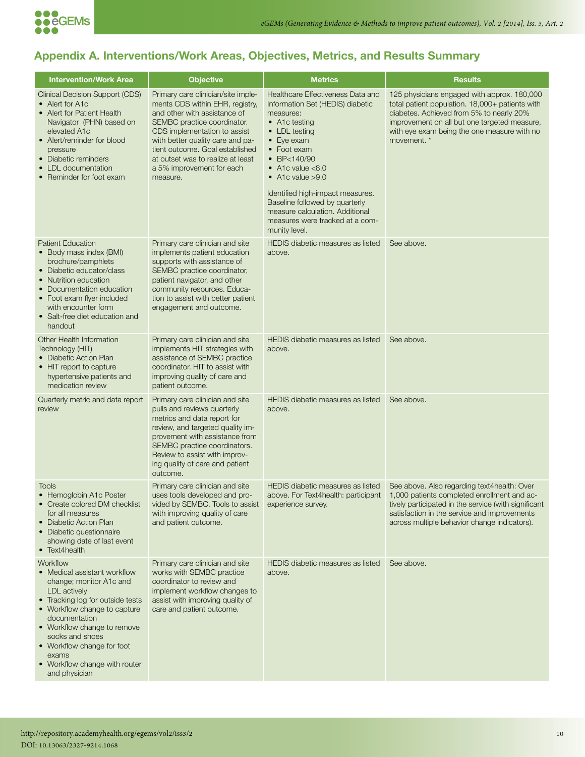## Appendix A. Interventions/Work Areas, Objectives, Metrics, and Results Summary

| Intervention/Work Area | Objective | Metrics | Results |
|---|---|---|---|
| Clinical Decision Support (CDS)<br>• Alert for A1c<br>• Alert for Patient Health Navigator (PHN) based on elevated A1c<br>• Alert/reminder for blood pressure<br>• Diabetic reminders<br>• LDL documentation<br>• Reminder for foot exam | Primary care clinician/site implements CDS within EHR, registry, and other with assistance of SEMBC practice coordinator. CDS implementation to assist with better quality care and patient outcome. Goal established at outset was to realize at least a 5% improvement for each measure. | Healthcare Effectiveness Data and Information Set (HEDIS) diabetic measures:<br>• A1c testing<br>• LDL testing<br>• Eye exam<br>• Foot exam<br>• BP<140/90<br>• A1c value <8.0<br>• A1c value >9.0<br><br>Identified high-impact measures. Baseline followed by quarterly measure calculation. Additional measures were tracked at a community level. | 125 physicians engaged with approx. 180,000 total patient population. 18,000+ patients with diabetes. Achieved from 5% to nearly 20% improvement on all but one targeted measure, with eye exam being the one measure with no movement. * |
| Patient Education<br>• Body mass index (BMI) brochure/pamphlets<br>• Diabetic educator/class<br>• Nutrition education<br>• Documentation education<br>• Foot exam flyer included with encounter form<br>• Salt-free diet education and handout | Primary care clinician and site implements patient education supports with assistance of SEMBC practice coordinator, patient navigator, and other community resources. Education to assist with better patient engagement and outcome. | HEDIS diabetic measures as listed above. | See above. |
| Other Health Information Technology (HIT)<br>• Diabetic Action Plan<br>• HIT report to capture hypertensive patients and medication review | Primary care clinician and site implements HIT strategies with assistance of SEMBC practice coordinator. HIT to assist with improving quality of care and patient outcome. | HEDIS diabetic measures as listed above. | See above. |
| Quarterly metric and data report review | Primary care clinician and site pulls and reviews quarterly metrics and data report for review, and targeted quality improvement with assistance from SEMBC practice coordinators. Review to assist with improving quality of care and patient outcome. | HEDIS diabetic measures as listed above. | See above. |
| Tools<br>• Hemoglobin A1c Poster<br>• Create colored DM checklist for all measures<br>• Diabetic Action Plan<br>• Diabetic questionnaire showing date of last event<br>• Text4health | Primary care clinician and site uses tools developed and provided by SEMBC. Tools to assist with improving quality of care and patient outcome. | HEDIS diabetic measures as listed above. For Text4health: participant experience survey. | See above. Also regarding text4health: Over 1,000 patients completed enrollment and actively participated in the service (with significant satisfaction in the service and improvements across multiple behavior change indicators). |
| Workflow<br>• Medical assistant workflow change; monitor A1c and LDL actively<br>• Tracking log for outside tests<br>• Workflow change to capture documentation<br>• Workflow change to remove socks and shoes<br>• Workflow change for foot exams<br>• Workflow change with router and physician | Primary care clinician and site works with SEMBC practice coordinator to review and implement workflow changes to assist with improving quality of care and patient outcome. | HEDIS diabetic measures as listed above. | See above. |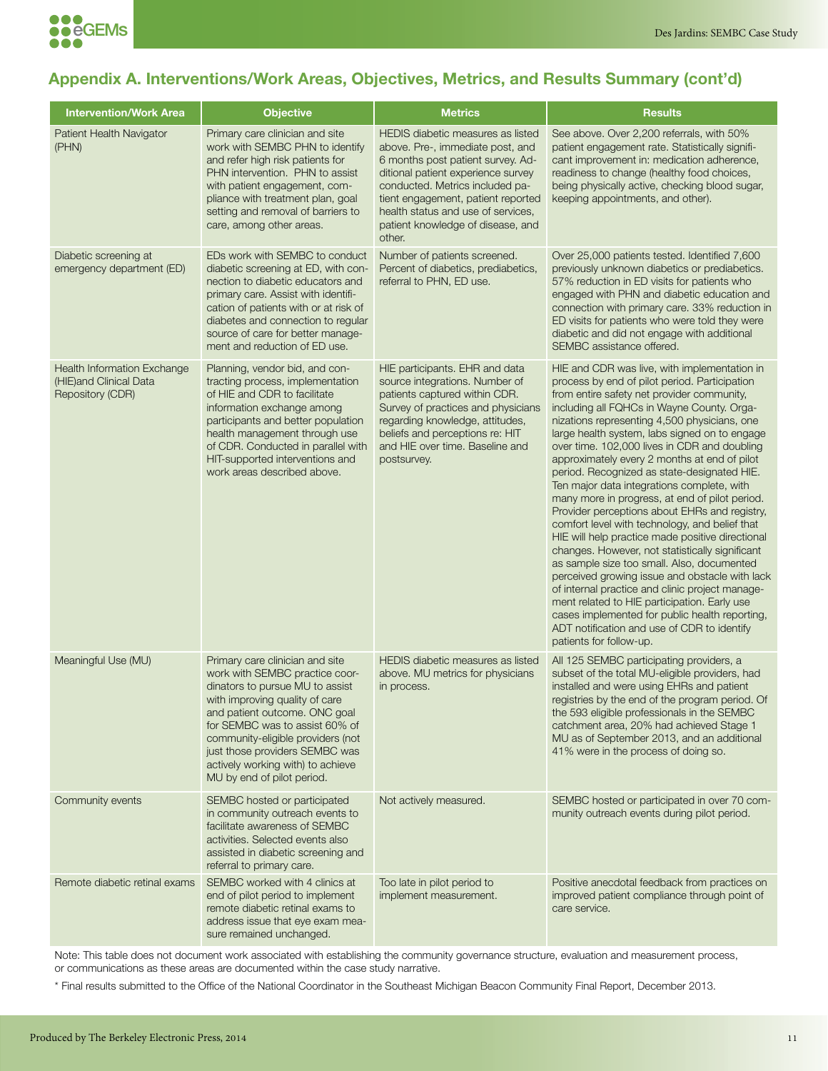## Appendix A. Interventions/Work Areas, Objectives, Metrics, and Results Summary (cont'd)

| Intervention/Work Area | Objective | Metrics | Results |
|---|---|---|---|
| Patient Health Navigator (PHN) | Primary care clinician and site work with SEMBC PHN to identify and refer high risk patients for PHN intervention. PHN to assist with patient engagement, compliance with treatment plan, goal setting and removal of barriers to care, among other areas. | HEDIS diabetic measures as listed above. Pre-, immediate post, and 6 months post patient survey. Additional patient experience survey conducted. Metrics included patient engagement, patient reported health status and use of services, patient knowledge of disease, and other. | See above. Over 2,200 referrals, with 50% patient engagement rate. Statistically significant improvement in: medication adherence, readiness to change (healthy food choices, being physically active, checking blood sugar, keeping appointments, and other). |
| Diabetic screening at emergency department (ED) | EDs work with SEMBC to conduct diabetic screening at ED, with connection to diabetic educators and primary care. Assist with identification of patients with or at risk of diabetes and connection to regular source of care for better management and reduction of ED use. | Number of patients screened. Percent of diabetics, prediabetics, referral to PHN, ED use. | Over 25,000 patients tested. Identified 7,600 previously unknown diabetics or prediabetics. 57% reduction in ED visits for patients who engaged with PHN and diabetic education and connection with primary care. 33% reduction in ED visits for patients who were told they were diabetic and did not engage with additional SEMBC assistance offered. |
| Health Information Exchange (HIE)and Clinical Data Repository (CDR) | Planning, vendor bid, and contracting process, implementation of HIE and CDR to facilitate information exchange among participants and better population health management through use of CDR. Conducted in parallel with HIT-supported interventions and work areas described above. | HIE participants. EHR and data source integrations. Number of patients captured within CDR. Survey of practices and physicians regarding knowledge, attitudes, beliefs and perceptions re: HIT and HIE over time. Baseline and postsurvey. | HIE and CDR was live, with implementation in process by end of pilot period. Participation from entire safety net provider community, including all FQHCs in Wayne County. Organizations representing 4,500 physicians, one large health system, labs signed on to engage over time. 102,000 lives in CDR and doubling approximately every 2 months at end of pilot period. Recognized as state-designated HIE. Ten major data integrations complete, with many more in progress, at end of pilot period. Provider perceptions about EHRs and registry, comfort level with technology, and belief that HIE will help practice made positive directional changes. However, not statistically significant as sample size too small. Also, documented perceived growing issue and obstacle with lack of internal practice and clinic project management related to HIE participation. Early use cases implemented for public health reporting, ADT notification and use of CDR to identify patients for follow-up. |
| Meaningful Use (MU) | Primary care clinician and site work with SEMBC practice coordinators to pursue MU to assist with improving quality of care and patient outcome. ONC goal for SEMBC was to assist 60% of community-eligible providers (not just those providers SEMBC was actively working with) to achieve MU by end of pilot period. | HEDIS diabetic measures as listed above. MU metrics for physicians in process. | All 125 SEMBC participating providers, a subset of the total MU-eligible providers, had installed and were using EHRs and patient registries by the end of the program period. Of the 593 eligible professionals in the SEMBC catchment area, 20% had achieved Stage 1 MU as of September 2013, and an additional 41% were in the process of doing so. |
| Community events | SEMBC hosted or participated in community outreach events to facilitate awareness of SEMBC activities. Selected events also assisted in diabetic screening and referral to primary care. | Not actively measured. | SEMBC hosted or participated in over 70 community outreach events during pilot period. |
| Remote diabetic retinal exams | SEMBC worked with 4 clinics at end of pilot period to implement remote diabetic retinal exams to address issue that eye exam measure remained unchanged. | Too late in pilot period to implement measurement. | Positive anecdotal feedback from practices on improved patient compliance through point of care service. |

Note: This table does not document work associated with establishing the community governance structure, evaluation and measurement process, or communications as these areas are documented within the case study narrative.

* Final results submitted to the Office of the National Coordinator in the Southeast Michigan Beacon Community Final Report, December 2013.